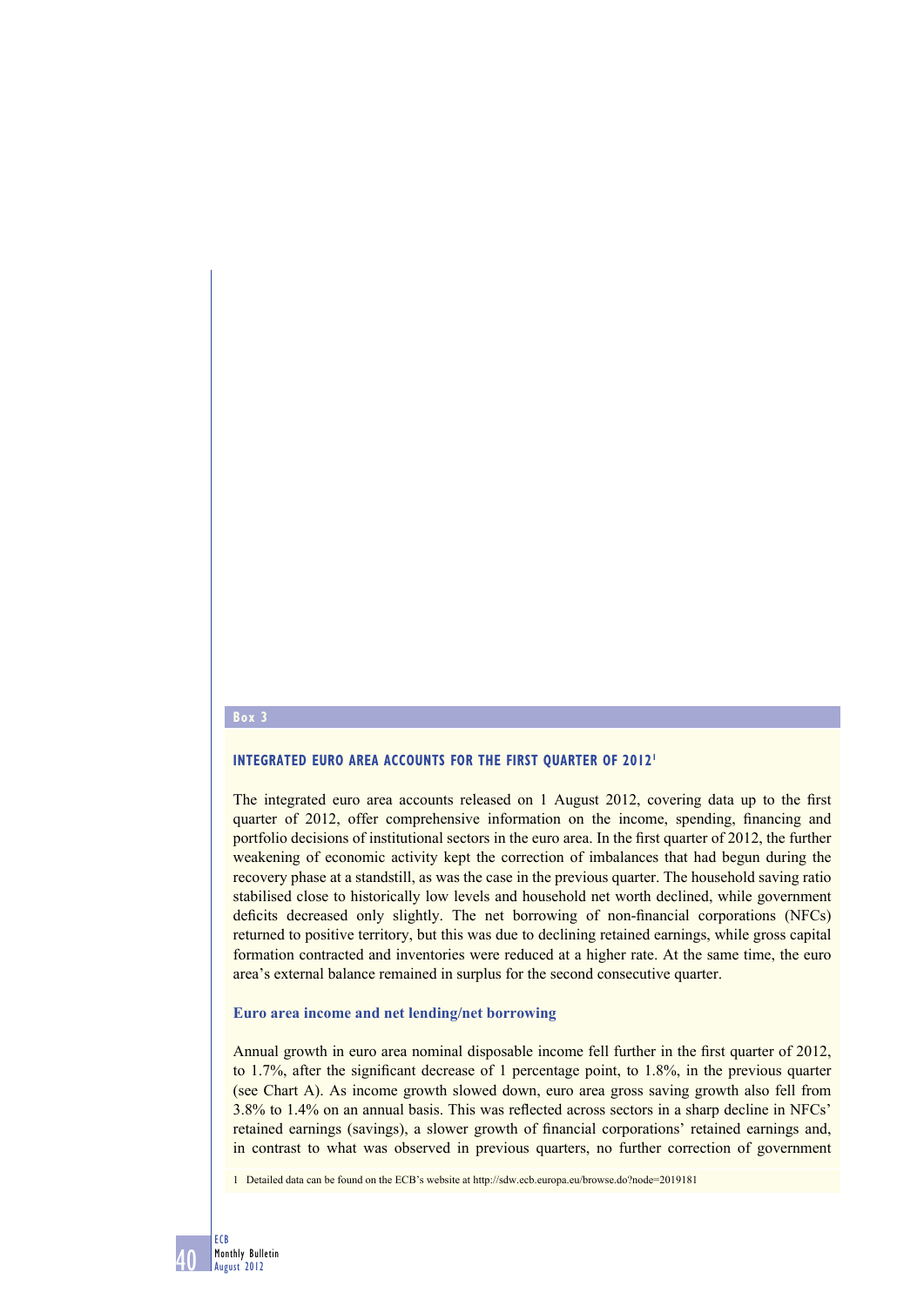## Box 3

### INTEGRATED EURO AREA ACCOUNTS FOR THE FIRST QUARTER OF 2012[1]

The integrated euro area accounts released on 1 August 2012, covering data up to the first quarter of 2012, offer comprehensive information on the income, spending, financing and portfolio decisions of institutional sectors in the euro area. In the first quarter of 2012, the further weakening of economic activity kept the correction of imbalances that had begun during the recovery phase at a standstill, as was the case in the previous quarter. The household saving ratio stabilised close to historically low levels and household net worth declined, while government deficits decreased only slightly. The net borrowing of non-financial corporations (NFCs) returned to positive territory, but this was due to declining retained earnings, while gross capital formation contracted and inventories were reduced at a higher rate. At the same time, the euro area's external balance remained in surplus for the second consecutive quarter.

#### Euro area income and net lending/net borrowing

Annual growth in euro area nominal disposable income fell further in the first quarter of 2012, to 1.7%, after the significant decrease of 1 percentage point, to 1.8%, in the previous quarter (see Chart A). As income growth slowed down, euro area gross saving growth also fell from 3.8% to 1.4% on an annual basis. This was reflected across sectors in a sharp decline in NFCs' retained earnings (savings), a slower growth of financial corporations' retained earnings and, in contrast to what was observed in previous quarters, no further correction of government

1 Detailed data can be found on the ECB's website at http://sdw.ecb.europa.eu/browse.do?node=2019181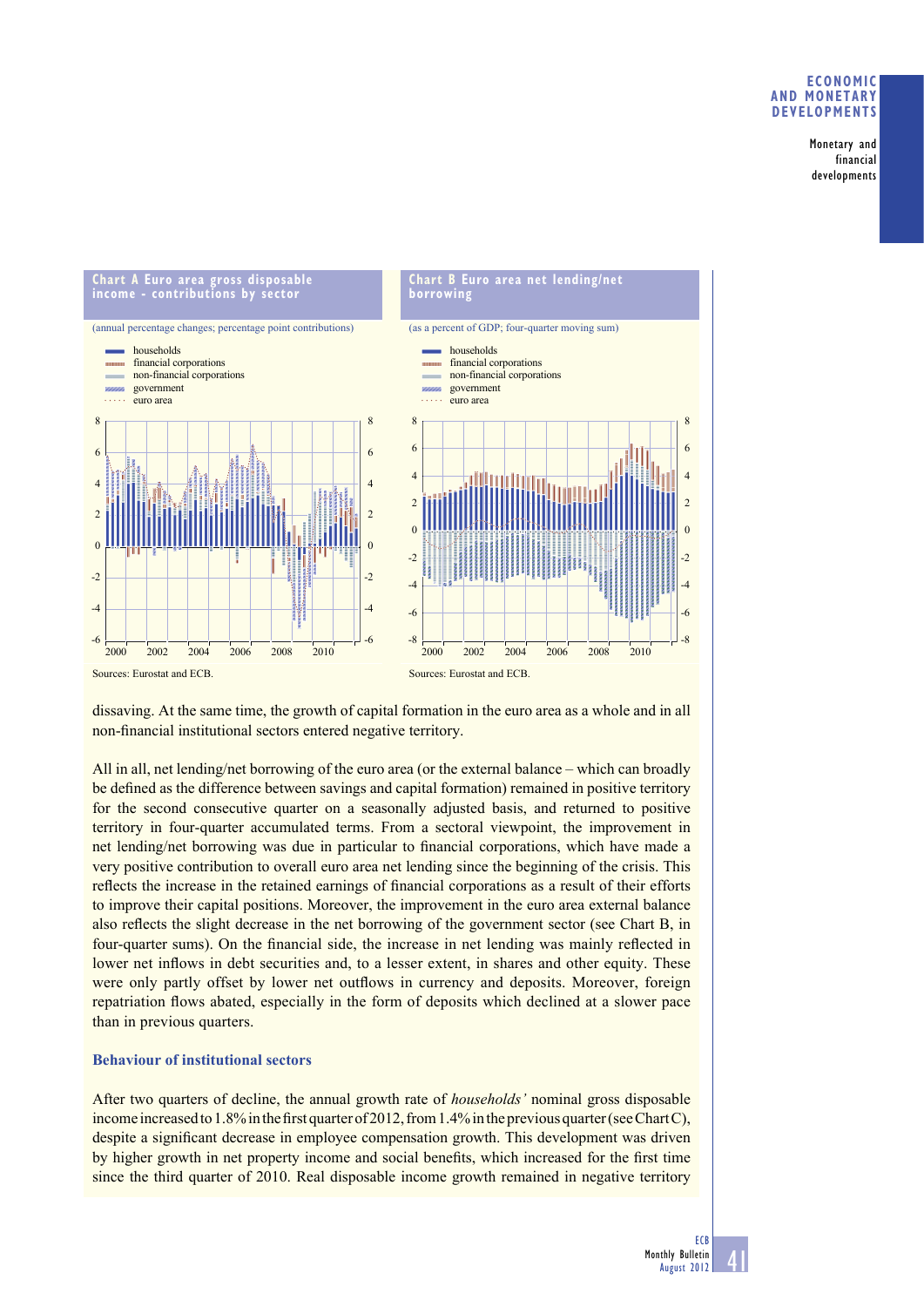**Chart A Euro area gross disposable income - contributions by sector**

(annual percentage changes; percentage point contributions)

- households
- financial corporations
- non-financial corporations
- government
- euro area

Sources: Eurostat and ECB.

**Chart B Euro area net lending/net borrowing**

(as a percent of GDP; four-quarter moving sum)

- households
- financial corporations
- non-financial corporations
- government
- euro area

Sources: Eurostat and ECB.

dissaving. At the same time, the growth of capital formation in the euro area as a whole and in all non-financial institutional sectors entered negative territory.

All in all, net lending/net borrowing of the euro area (or the external balance – which can broadly be defined as the difference between savings and capital formation) remained in positive territory for the second consecutive quarter on a seasonally adjusted basis, and returned to positive territory in four-quarter accumulated terms. From a sectoral viewpoint, the improvement in net lending/net borrowing was due in particular to financial corporations, which have made a very positive contribution to overall euro area net lending since the beginning of the crisis. This reflects the increase in the retained earnings of financial corporations as a result of their efforts to improve their capital positions. Moreover, the improvement in the euro area external balance also reflects the slight decrease in the net borrowing of the government sector (see Chart B, in four-quarter sums). On the financial side, the increase in net lending was mainly reflected in lower net inflows in debt securities and, to a lesser extent, in shares and other equity. These were only partly offset by lower net outflows in currency and deposits. Moreover, foreign repatriation flows abated, especially in the form of deposits which declined at a slower pace than in previous quarters.

### Behaviour of institutional sectors

After two quarters of decline, the annual growth rate of *households'* nominal gross disposable income increased to 1.8% in the first quarter of 2012, from 1.4% in the previous quarter (see Chart C), despite a significant decrease in employee compensation growth. This development was driven by higher growth in net property income and social benefits, which increased for the first time since the third quarter of 2010. Real disposable income growth remained in negative territory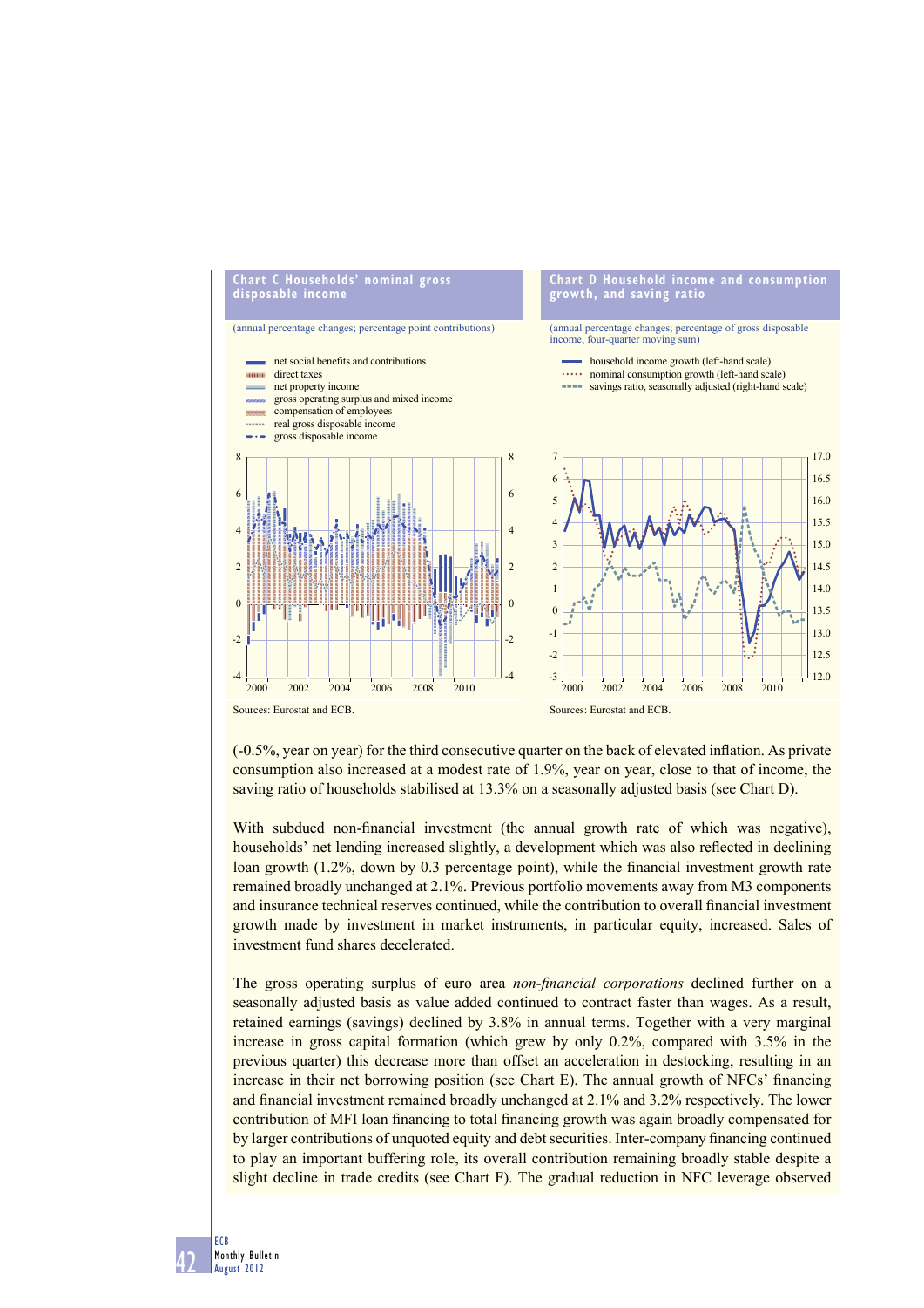**Chart C Households' nominal gross disposable income**

(annual percentage changes; percentage point contributions)

- net social benefits and contributions
- direct taxes
- net property income
- gross operating surplus and mixed income
- compensation of employees
- real gross disposable income
- gross disposable income

Sources: Eurostat and ECB.

**Chart D Household income and consumption growth, and saving ratio**

(annual percentage changes; percentage of gross disposable income, four-quarter moving sum)

- household income growth (left-hand scale)
- nominal consumption growth (left-hand scale)
- savings ratio, seasonally adjusted (right-hand scale)

Sources: Eurostat and ECB.

(-0.5%, year on year) for the third consecutive quarter on the back of elevated inflation. As private consumption also increased at a modest rate of 1.9%, year on year, close to that of income, the saving ratio of households stabilised at 13.3% on a seasonally adjusted basis (see Chart D).

With subdued non-financial investment (the annual growth rate of which was negative), households' net lending increased slightly, a development which was also reflected in declining loan growth (1.2%, down by 0.3 percentage point), while the financial investment growth rate remained broadly unchanged at 2.1%. Previous portfolio movements away from M3 components and insurance technical reserves continued, while the contribution to overall financial investment growth made by investment in market instruments, in particular equity, increased. Sales of investment fund shares decelerated.

The gross operating surplus of euro area *non-financial corporations* declined further on a seasonally adjusted basis as value added continued to contract faster than wages. As a result, retained earnings (savings) declined by 3.8% in annual terms. Together with a very marginal increase in gross capital formation (which grew by only 0.2%, compared with 3.5% in the previous quarter) this decrease more than offset an acceleration in destocking, resulting in an increase in their net borrowing position (see Chart E). The annual growth of NFCs' financing and financial investment remained broadly unchanged at 2.1% and 3.2% respectively. The lower contribution of MFI loan financing to total financing growth was again broadly compensated for by larger contributions of unquoted equity and debt securities. Inter-company financing continued to play an important buffering role, its overall contribution remaining broadly stable despite a slight decline in trade credits (see Chart F). The gradual reduction in NFC leverage observed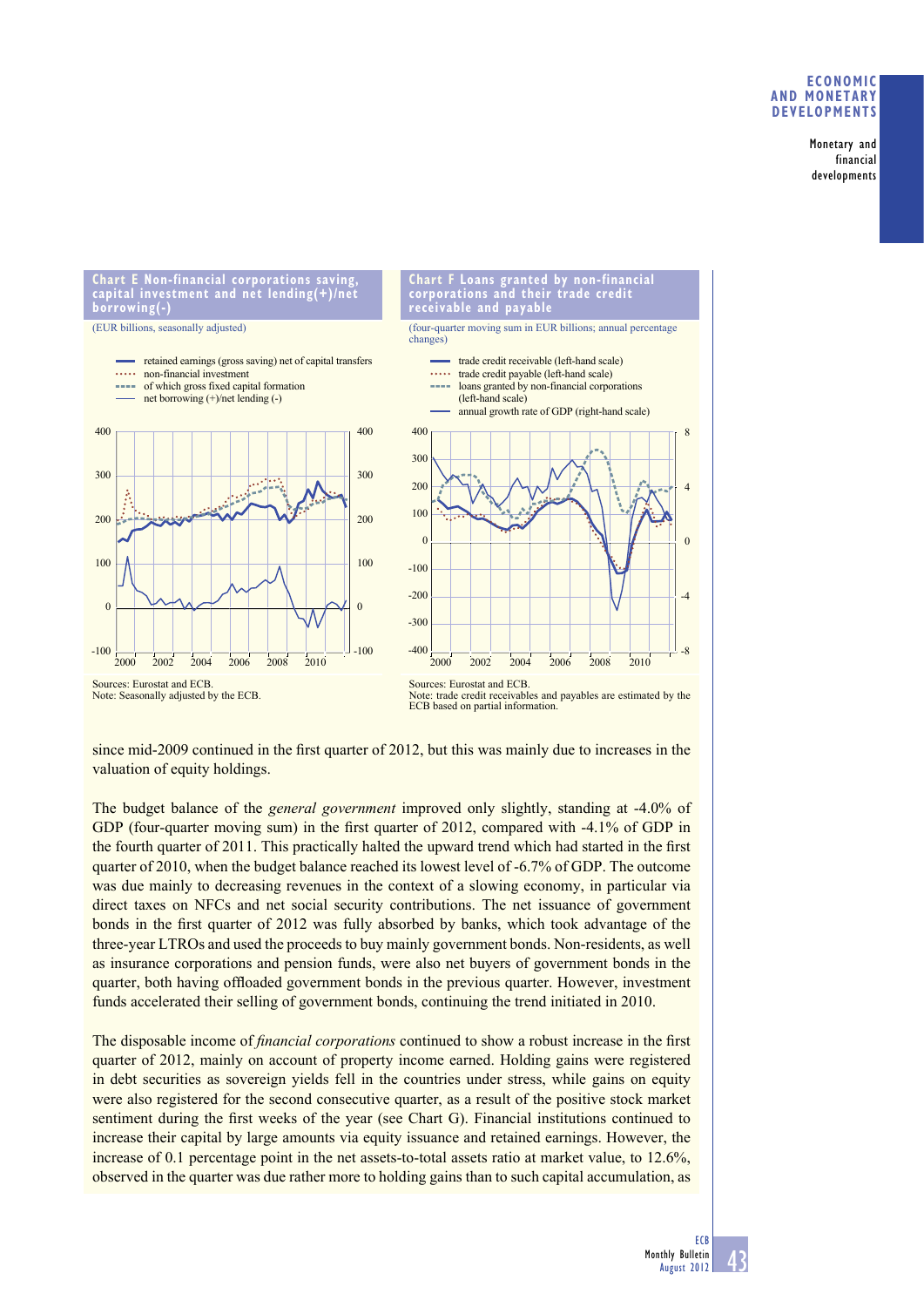**Chart E Non-financial corporations saving, capital investment and net lending(+)/net borrowing(-)**

(EUR billions, seasonally adjusted)

- retained earnings (gross saving) net of capital transfers
- non-financial investment
- of which gross fixed capital formation
- net borrowing (+)/net lending (-)

Sources: Eurostat and ECB.
Note: Seasonally adjusted by the ECB.

**Chart F Loans granted by non-financial corporations and their trade credit receivable and payable**

(four-quarter moving sum in EUR billions; annual percentage changes)

- trade credit receivable (left-hand scale)
- trade credit payable (left-hand scale)
- loans granted by non-financial corporations (left-hand scale)
- annual growth rate of GDP (right-hand scale)

Sources: Eurostat and ECB.
Note: trade credit receivables and payables are estimated by the ECB based on partial information.

since mid-2009 continued in the first quarter of 2012, but this was mainly due to increases in the valuation of equity holdings.

The budget balance of the *general government* improved only slightly, standing at -4.0% of GDP (four-quarter moving sum) in the first quarter of 2012, compared with -4.1% of GDP in the fourth quarter of 2011. This practically halted the upward trend which had started in the first quarter of 2010, when the budget balance reached its lowest level of -6.7% of GDP. The outcome was due mainly to decreasing revenues in the context of a slowing economy, in particular via direct taxes on NFCs and net social security contributions. The net issuance of government bonds in the first quarter of 2012 was fully absorbed by banks, which took advantage of the three-year LTROs and used the proceeds to buy mainly government bonds. Non-residents, as well as insurance corporations and pension funds, were also net buyers of government bonds in the quarter, both having offloaded government bonds in the previous quarter. However, investment funds accelerated their selling of government bonds, continuing the trend initiated in 2010.

The disposable income of *financial corporations* continued to show a robust increase in the first quarter of 2012, mainly on account of property income earned. Holding gains were registered in debt securities as sovereign yields fell in the countries under stress, while gains on equity were also registered for the second consecutive quarter, as a result of the positive stock market sentiment during the first weeks of the year (see Chart G). Financial institutions continued to increase their capital by large amounts via equity issuance and retained earnings. However, the increase of 0.1 percentage point in the net assets-to-total assets ratio at market value, to 12.6%, observed in the quarter was due rather more to holding gains than to such capital accumulation, as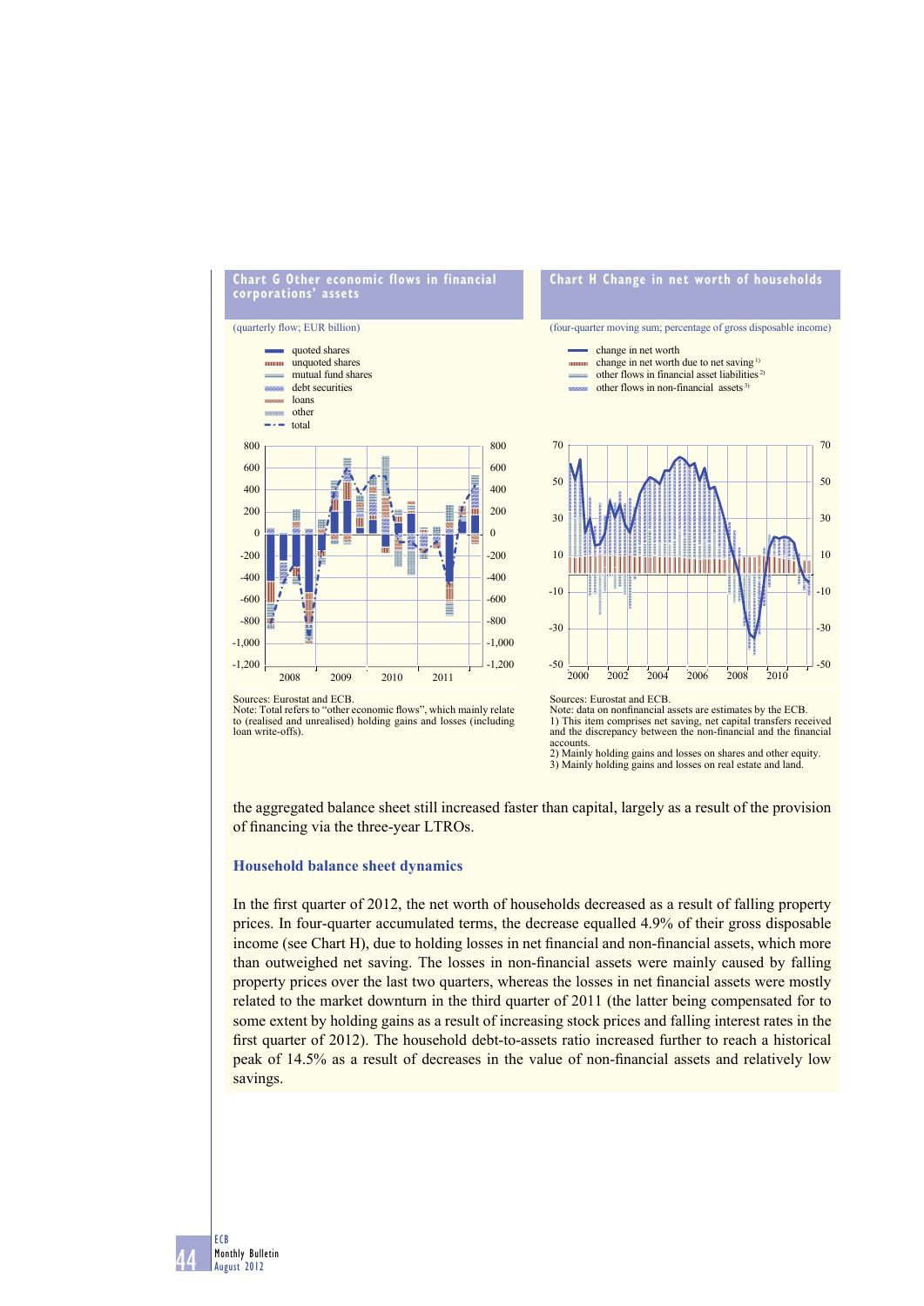**Chart G Other economic flows in financial corporations' assets**

(quarterly flow; EUR billion)

quoted shares
unquoted shares
mutual fund shares
debt securities
loans
other
total

800
600
400
200
0
-200
-400
-600
-800
-1,000
-1,200

2008
2009
2010
2011

Sources: Eurostat and ECB.
Note: Total refers to "other economic flows", which mainly relate to (realised and unrealised) holding gains and losses (including loan write-offs).

**Chart H Change in net worth of households**

(four-quarter moving sum; percentage of gross disposable income)

change in net worth
change in net worth due to net saving [1]
other flows in financial asset liabilities [2]
other flows in non-financial assets [3]

70
50
30
10
-10
-30
-50

2000
2002
2004
2006
2008
2010

Sources: Eurostat and ECB.
Note: data on nonfinancial assets are estimates by the ECB.
1) This item comprises net saving, net capital transfers received and the discrepancy between the non-financial and the financial accounts.
2) Mainly holding gains and losses on shares and other equity.
3) Mainly holding gains and losses on real estate and land.

the aggregated balance sheet still increased faster than capital, largely as a result of the provision of financing via the three-year LTROs.

### Household balance sheet dynamics

In the first quarter of 2012, the net worth of households decreased as a result of falling property prices. In four-quarter accumulated terms, the decrease equalled 4.9% of their gross disposable income (see Chart H), due to holding losses in net financial and non-financial assets, which more than outweighed net saving. The losses in non-financial assets were mainly caused by falling property prices over the last two quarters, whereas the losses in net financial assets were mostly related to the market downturn in the third quarter of 2011 (the latter being compensated for to some extent by holding gains as a result of increasing stock prices and falling interest rates in the first quarter of 2012). The household debt-to-assets ratio increased further to reach a historical peak of 14.5% as a result of decreases in the value of non-financial assets and relatively low savings.